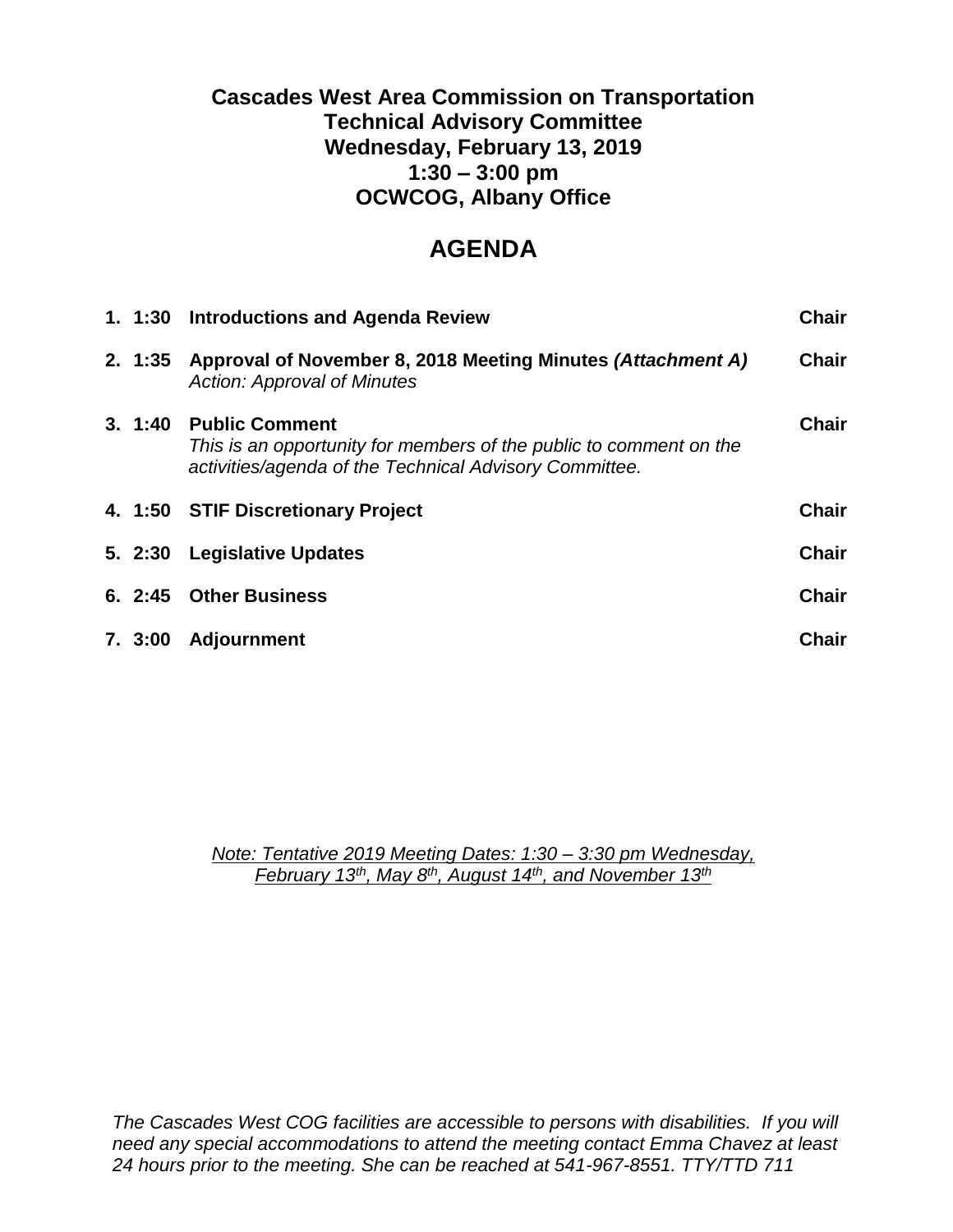**Cascades West Area Commission on Transportation**
**Technical Advisory Committee**
**Wednesday, February 13, 2019**
**1:30 – 3:00 pm**
**OCWCOG, Albany Office**

# AGENDA

| | | | |
|---|---|---|---|
| 1. | 1:30 | **Introductions and Agenda Review** | **Chair** |
| 2. | 1:35 | **Approval of November 8, 2018 Meeting Minutes *(Attachment A)***<br>*Action: Approval of Minutes* | **Chair** |
| 3. | 1:40 | **Public Comment**<br>*This is an opportunity for members of the public to comment on the activities/agenda of the Technical Advisory Committee.* | **Chair** |
| 4. | 1:50 | **STIF Discretionary Project** | **Chair** |
| 5. | 2:30 | **Legislative Updates** | **Chair** |
| 6. | 2:45 | **Other Business** | **Chair** |
| 7. | 3:00 | **Adjournment** | **Chair** |

*Note: Tentative 2019 Meeting Dates: 1:30 – 3:30 pm Wednesday, February 13th, May 8th, August 14th, and November 13th*

*The Cascades West COG facilities are accessible to persons with disabilities. If you will need any special accommodations to attend the meeting contact Emma Chavez at least 24 hours prior to the meeting. She can be reached at 541-967-8551. TTY/TTD 711*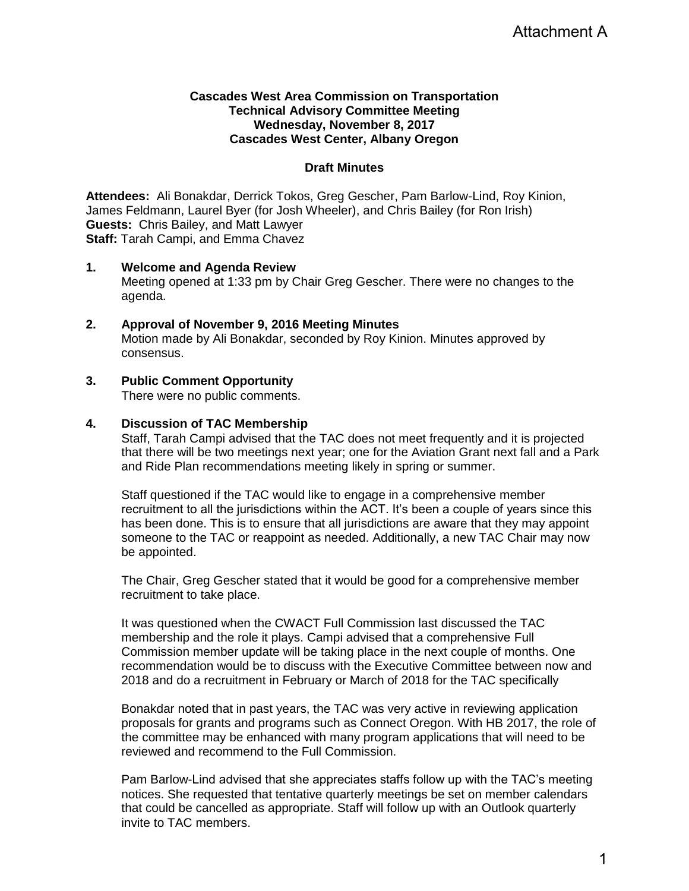Attachment A

**Cascades West Area Commission on Transportation**
**Technical Advisory Committee Meeting**
**Wednesday, November 8, 2017**
**Cascades West Center, Albany Oregon**

**Draft Minutes**

**Attendees:** Ali Bonakdar, Derrick Tokos, Greg Gescher, Pam Barlow-Lind, Roy Kinion, James Feldmann, Laurel Byer (for Josh Wheeler), and Chris Bailey (for Ron Irish)
**Guests:** Chris Bailey, and Matt Lawyer
**Staff:** Tarah Campi, and Emma Chavez

1. **Welcome and Agenda Review**
   Meeting opened at 1:33 pm by Chair Greg Gescher. There were no changes to the agenda.

2. **Approval of November 9, 2016 Meeting Minutes**
   Motion made by Ali Bonakdar, seconded by Roy Kinion. Minutes approved by consensus.

3. **Public Comment Opportunity**
   There were no public comments.

4. **Discussion of TAC Membership**
   Staff, Tarah Campi advised that the TAC does not meet frequently and it is projected that there will be two meetings next year; one for the Aviation Grant next fall and a Park and Ride Plan recommendations meeting likely in spring or summer.

   Staff questioned if the TAC would like to engage in a comprehensive member recruitment to all the jurisdictions within the ACT. It's been a couple of years since this has been done. This is to ensure that all jurisdictions are aware that they may appoint someone to the TAC or reappoint as needed. Additionally, a new TAC Chair may now be appointed.

   The Chair, Greg Gescher stated that it would be good for a comprehensive member recruitment to take place.

   It was questioned when the CWACT Full Commission last discussed the TAC membership and the role it plays. Campi advised that a comprehensive Full Commission member update will be taking place in the next couple of months. One recommendation would be to discuss with the Executive Committee between now and 2018 and do a recruitment in February or March of 2018 for the TAC specifically

   Bonakdar noted that in past years, the TAC was very active in reviewing application proposals for grants and programs such as Connect Oregon. With HB 2017, the role of the committee may be enhanced with many program applications that will need to be reviewed and recommend to the Full Commission.

   Pam Barlow-Lind advised that she appreciates staffs follow up with the TAC's meeting notices. She requested that tentative quarterly meetings be set on member calendars that could be cancelled as appropriate. Staff will follow up with an Outlook quarterly invite to TAC members.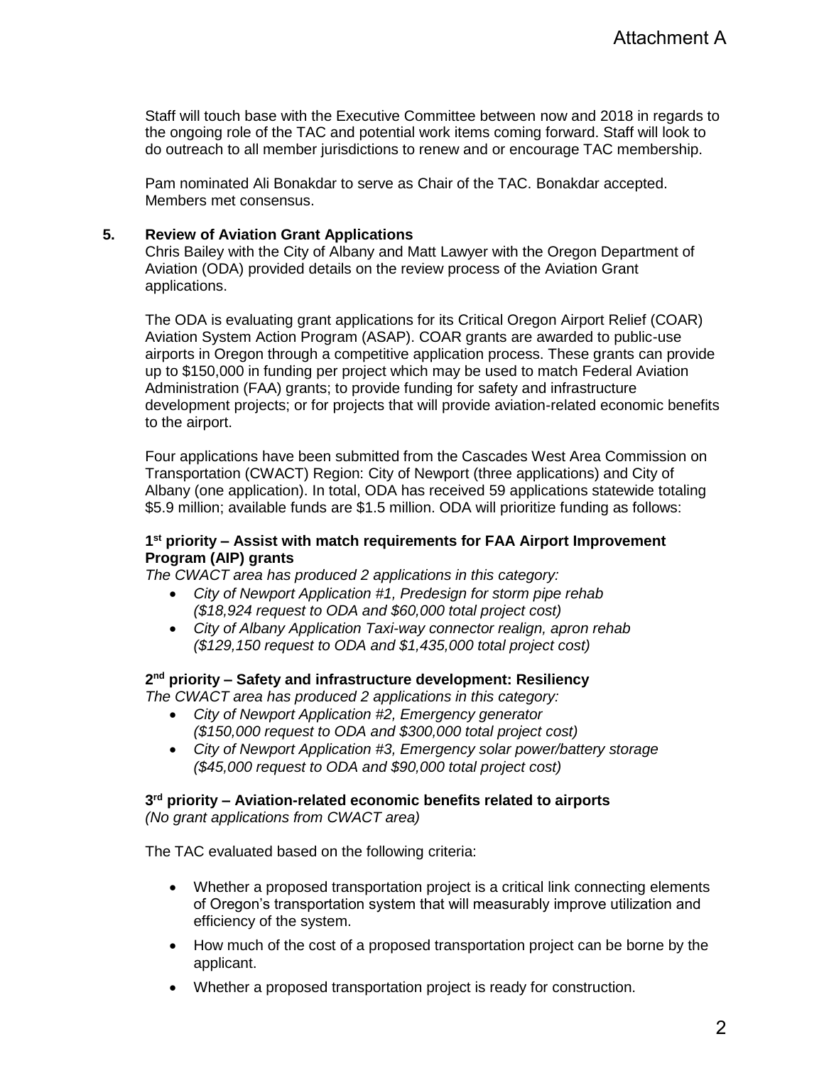Attachment A

Staff will touch base with the Executive Committee between now and 2018 in regards to the ongoing role of the TAC and potential work items coming forward. Staff will look to do outreach to all member jurisdictions to renew and or encourage TAC membership.

Pam nominated Ali Bonakdar to serve as Chair of the TAC. Bonakdar accepted. Members met consensus.

**5. Review of Aviation Grant Applications**

Chris Bailey with the City of Albany and Matt Lawyer with the Oregon Department of Aviation (ODA) provided details on the review process of the Aviation Grant applications.

The ODA is evaluating grant applications for its Critical Oregon Airport Relief (COAR) Aviation System Action Program (ASAP). COAR grants are awarded to public-use airports in Oregon through a competitive application process. These grants can provide up to $150,000 in funding per project which may be used to match Federal Aviation Administration (FAA) grants; to provide funding for safety and infrastructure development projects; or for projects that will provide aviation-related economic benefits to the airport.

Four applications have been submitted from the Cascades West Area Commission on Transportation (CWACT) Region: City of Newport (three applications) and City of Albany (one application). In total, ODA has received 59 applications statewide totaling $5.9 million; available funds are $1.5 million. ODA will prioritize funding as follows:

**1st priority – Assist with match requirements for FAA Airport Improvement Program (AIP) grants**

*The CWACT area has produced 2 applications in this category:*

- *City of Newport Application #1, Predesign for storm pipe rehab ($18,924 request to ODA and $60,000 total project cost)*
- *City of Albany Application Taxi-way connector realign, apron rehab ($129,150 request to ODA and $1,435,000 total project cost)*

**2nd priority – Safety and infrastructure development: Resiliency**

*The CWACT area has produced 2 applications in this category:*

- *City of Newport Application #2, Emergency generator ($150,000 request to ODA and $300,000 total project cost)*
- *City of Newport Application #3, Emergency solar power/battery storage ($45,000 request to ODA and $90,000 total project cost)*

**3rd priority – Aviation-related economic benefits related to airports**

*(No grant applications from CWACT area)*

The TAC evaluated based on the following criteria:

- Whether a proposed transportation project is a critical link connecting elements of Oregon's transportation system that will measurably improve utilization and efficiency of the system.
- How much of the cost of a proposed transportation project can be borne by the applicant.
- Whether a proposed transportation project is ready for construction.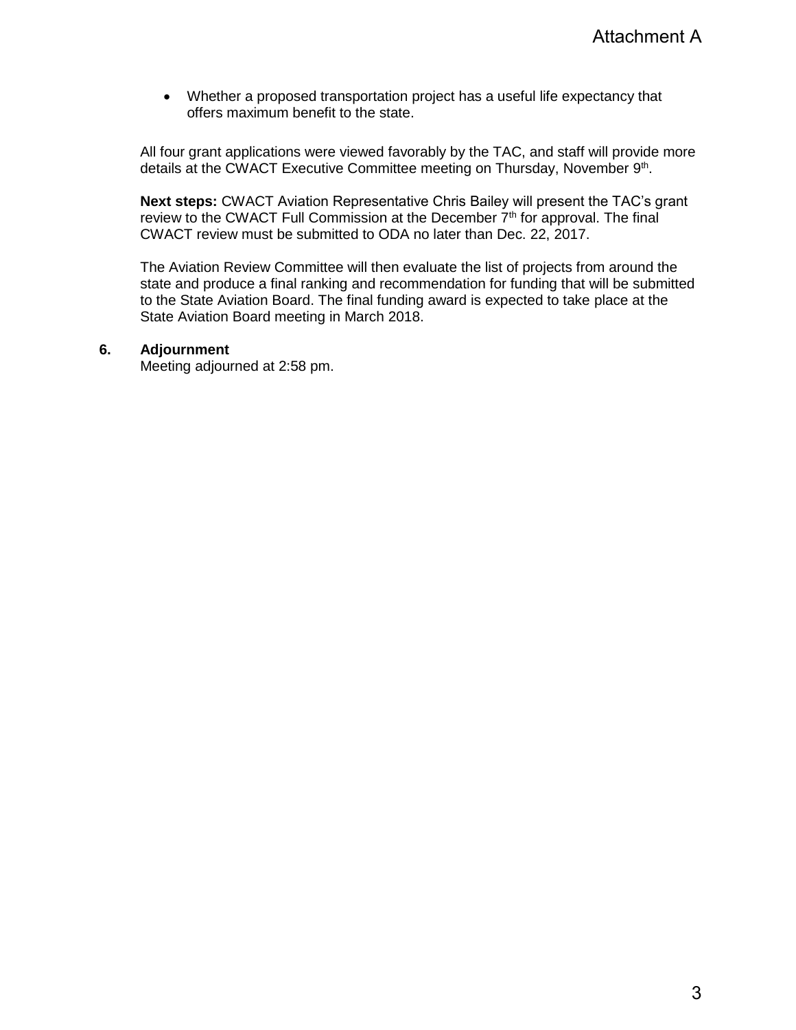- Whether a proposed transportation project has a useful life expectancy that offers maximum benefit to the state.

All four grant applications were viewed favorably by the TAC, and staff will provide more details at the CWACT Executive Committee meeting on Thursday, November 9th.

**Next steps:** CWACT Aviation Representative Chris Bailey will present the TAC's grant review to the CWACT Full Commission at the December 7th for approval. The final CWACT review must be submitted to ODA no later than Dec. 22, 2017.

The Aviation Review Committee will then evaluate the list of projects from around the state and produce a final ranking and recommendation for funding that will be submitted to the State Aviation Board. The final funding award is expected to take place at the State Aviation Board meeting in March 2018.

**6. Adjournment**

Meeting adjourned at 2:58 pm.